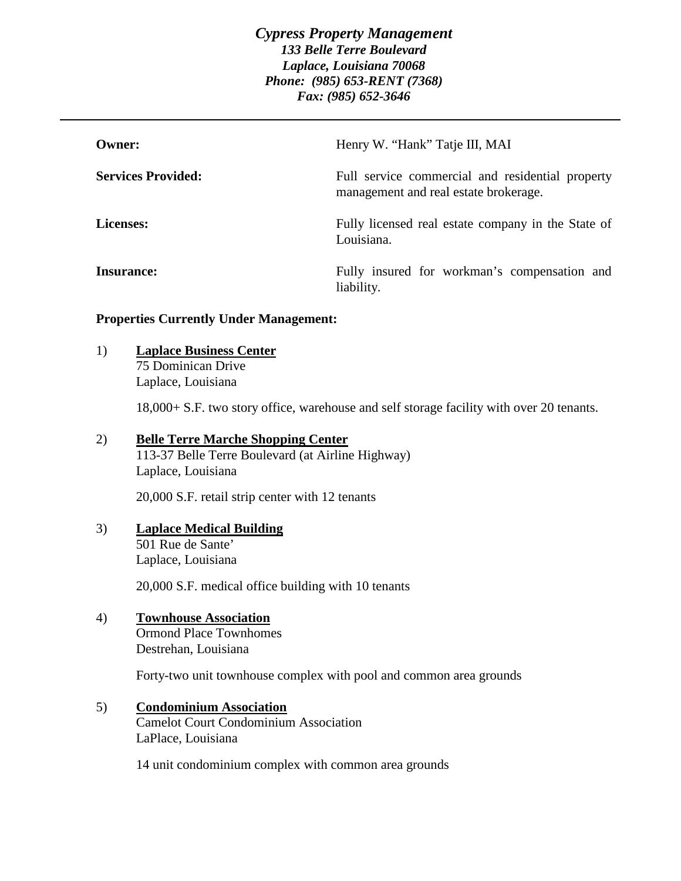***Cypress Property Management***
***133 Belle Terre Boulevard***
***Laplace, Louisiana 70068***
***Phone: (985) 653-RENT (7368)***
***Fax: (985) 652-3646***

---

**Owner:** Henry W. "Hank" Tatje III, MAI

**Services Provided:** Full service commercial and residential property management and real estate brokerage.

**Licenses:** Fully licensed real estate company in the State of Louisiana.

**Insurance:** Fully insured for workman's compensation and liability.

**Properties Currently Under Management:**

1) **<u>Laplace Business Center</u>**
   75 Dominican Drive
   Laplace, Louisiana

   18,000+ S.F. two story office, warehouse and self storage facility with over 20 tenants.

2) **<u>Belle Terre Marche Shopping Center</u>**
   113-37 Belle Terre Boulevard (at Airline Highway)
   Laplace, Louisiana

   20,000 S.F. retail strip center with 12 tenants

3) **<u>Laplace Medical Building</u>**
   501 Rue de Sante'
   Laplace, Louisiana

   20,000 S.F. medical office building with 10 tenants

4) **<u>Townhouse Association</u>**
   Ormond Place Townhomes
   Destrehan, Louisiana

   Forty-two unit townhouse complex with pool and common area grounds

5) **<u>Condominium Association</u>**
   Camelot Court Condominium Association
   LaPlace, Louisiana

   14 unit condominium complex with common area grounds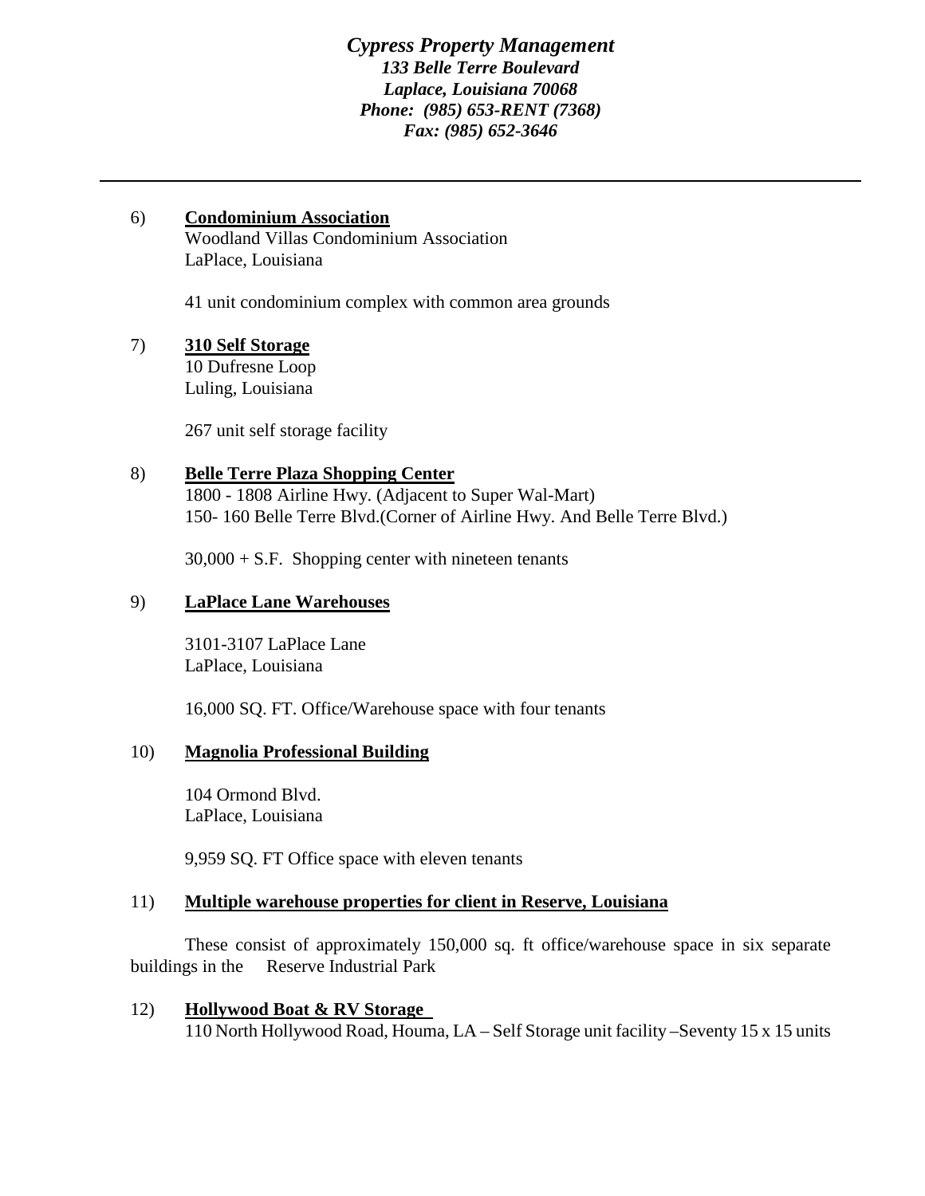***Cypress Property Management***
***133 Belle Terre Boulevard***
***Laplace, Louisiana 70068***
***Phone: (985) 653-RENT (7368)***
***Fax: (985) 652-3646***

---

6) **Condominium Association**
Woodland Villas Condominium Association
LaPlace, Louisiana

41 unit condominium complex with common area grounds

7) **310 Self Storage**
10 Dufresne Loop
Luling, Louisiana

267 unit self storage facility

8) **Belle Terre Plaza Shopping Center**
1800 - 1808 Airline Hwy. (Adjacent to Super Wal-Mart)
150- 160 Belle Terre Blvd.(Corner of Airline Hwy. And Belle Terre Blvd.)

30,000 + S.F. Shopping center with nineteen tenants

9) **LaPlace Lane Warehouses**

3101-3107 LaPlace Lane
LaPlace, Louisiana

16,000 SQ. FT. Office/Warehouse space with four tenants

10) **Magnolia Professional Building**

104 Ormond Blvd.
LaPlace, Louisiana

9,959 SQ. FT Office space with eleven tenants

11) **Multiple warehouse properties for client in Reserve, Louisiana**

These consist of approximately 150,000 sq. ft office/warehouse space in six separate buildings in the Reserve Industrial Park

12) **Hollywood Boat & RV Storage**
110 North Hollywood Road, Houma, LA – Self Storage unit facility –Seventy 15 x 15 units